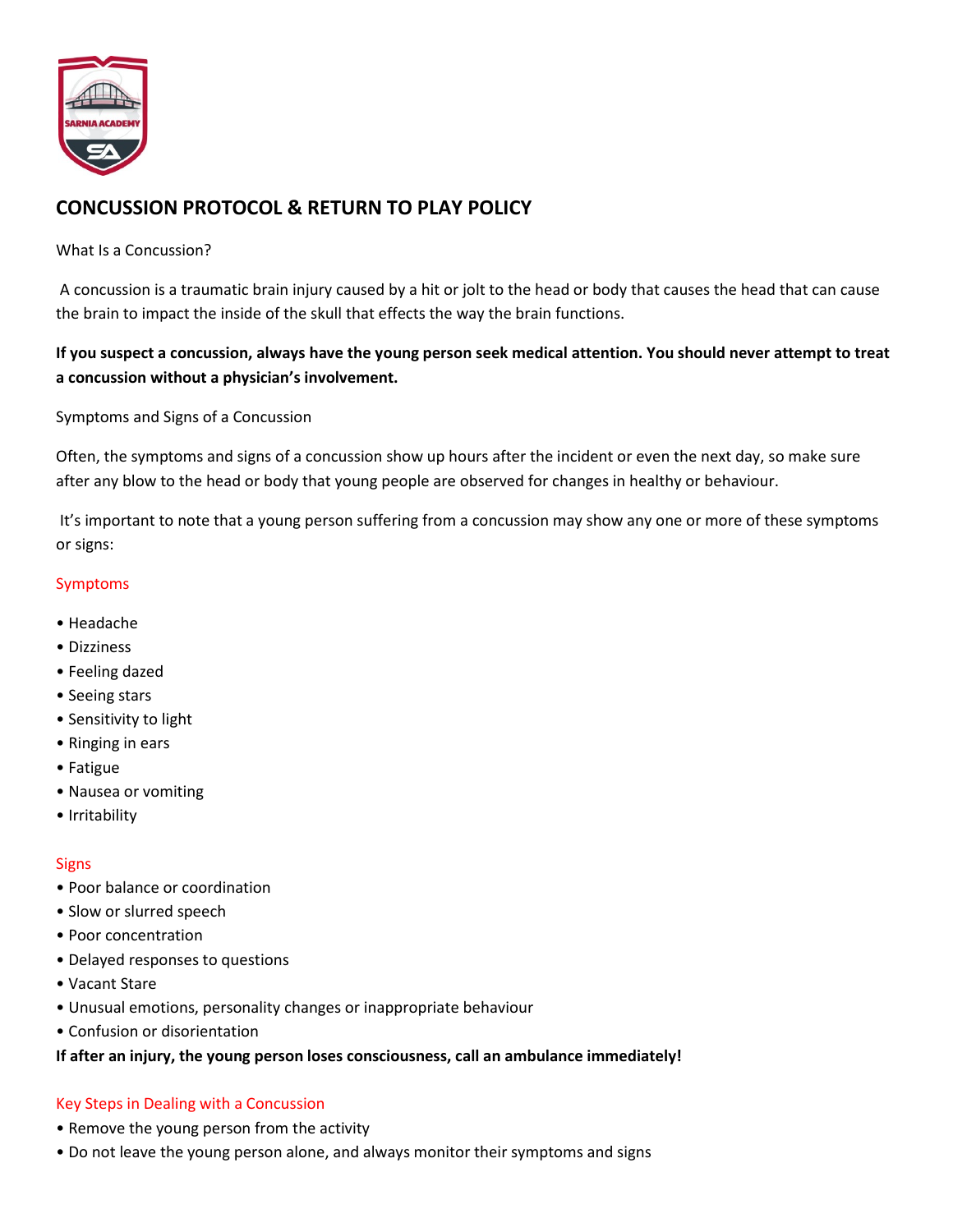# CONCUSSION PROTOCOL & RETURN TO PLAY POLICY

What Is a Concussion?

A concussion is a traumatic brain injury caused by a hit or jolt to the head or body that causes the head that can cause the brain to impact the inside of the skull that effects the way the brain functions.

**If you suspect a concussion, always have the young person seek medical attention. You should never attempt to treat a concussion without a physician's involvement.**

Symptoms and Signs of a Concussion

Often, the symptoms and signs of a concussion show up hours after the incident or even the next day, so make sure after any blow to the head or body that young people are observed for changes in healthy or behaviour.

It's important to note that a young person suffering from a concussion may show any one or more of these symptoms or signs:

## Symptoms

- Headache
- Dizziness
- Feeling dazed
- Seeing stars
- Sensitivity to light
- Ringing in ears
- Fatigue
- Nausea or vomiting
- Irritability

## Signs

- Poor balance or coordination
- Slow or slurred speech
- Poor concentration
- Delayed responses to questions
- Vacant Stare
- Unusual emotions, personality changes or inappropriate behaviour
- Confusion or disorientation

**If after an injury, the young person loses consciousness, call an ambulance immediately!**

## Key Steps in Dealing with a Concussion

- Remove the young person from the activity
- Do not leave the young person alone, and always monitor their symptoms and signs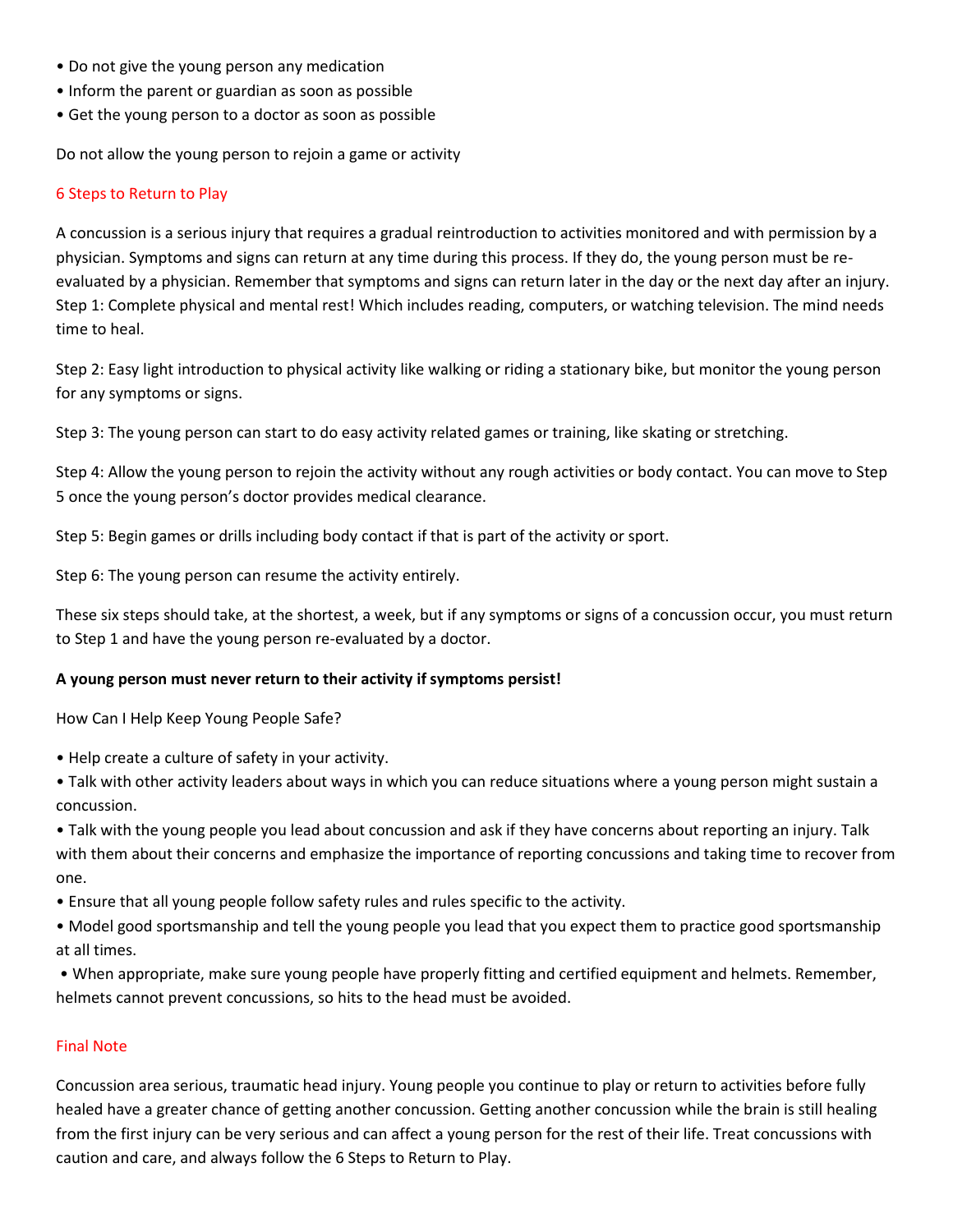- Do not give the young person any medication
- Inform the parent or guardian as soon as possible
- Get the young person to a doctor as soon as possible

Do not allow the young person to rejoin a game or activity

## 6 Steps to Return to Play

A concussion is a serious injury that requires a gradual reintroduction to activities monitored and with permission by a physician. Symptoms and signs can return at any time during this process. If they do, the young person must be re-evaluated by a physician. Remember that symptoms and signs can return later in the day or the next day after an injury. Step 1: Complete physical and mental rest! Which includes reading, computers, or watching television. The mind needs time to heal.

Step 2: Easy light introduction to physical activity like walking or riding a stationary bike, but monitor the young person for any symptoms or signs.

Step 3: The young person can start to do easy activity related games or training, like skating or stretching.

Step 4: Allow the young person to rejoin the activity without any rough activities or body contact. You can move to Step 5 once the young person's doctor provides medical clearance.

Step 5: Begin games or drills including body contact if that is part of the activity or sport.

Step 6: The young person can resume the activity entirely.

These six steps should take, at the shortest, a week, but if any symptoms or signs of a concussion occur, you must return to Step 1 and have the young person re-evaluated by a doctor.

**A young person must never return to their activity if symptoms persist!**

How Can I Help Keep Young People Safe?

- Help create a culture of safety in your activity.
- Talk with other activity leaders about ways in which you can reduce situations where a young person might sustain a concussion.
- Talk with the young people you lead about concussion and ask if they have concerns about reporting an injury. Talk with them about their concerns and emphasize the importance of reporting concussions and taking time to recover from one.
- Ensure that all young people follow safety rules and rules specific to the activity.
- Model good sportsmanship and tell the young people you lead that you expect them to practice good sportsmanship at all times.
- When appropriate, make sure young people have properly fitting and certified equipment and helmets. Remember, helmets cannot prevent concussions, so hits to the head must be avoided.

## Final Note

Concussion area serious, traumatic head injury. Young people you continue to play or return to activities before fully healed have a greater chance of getting another concussion. Getting another concussion while the brain is still healing from the first injury can be very serious and can affect a young person for the rest of their life. Treat concussions with caution and care, and always follow the 6 Steps to Return to Play.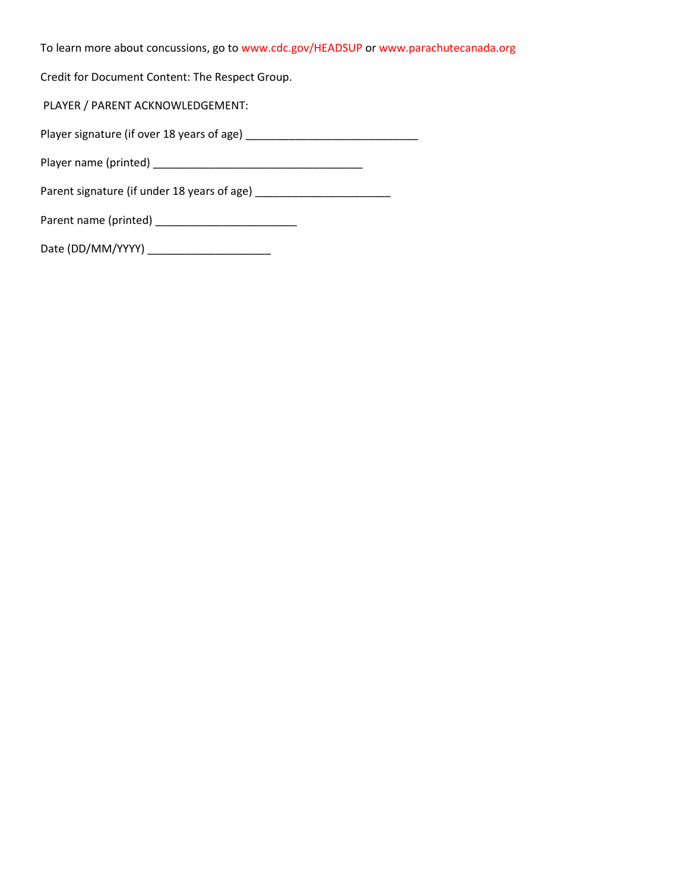To learn more about concussions, go to www.cdc.gov/HEADSUP or www.parachutecanada.org

Credit for Document Content: The Respect Group.

PLAYER / PARENT ACKNOWLEDGEMENT:

Player signature (if over 18 years of age) ____________________________

Player name (printed) __________________________________

Parent signature (if under 18 years of age) ______________________

Parent name (printed) _______________________

Date (DD/MM/YYYY) ____________________